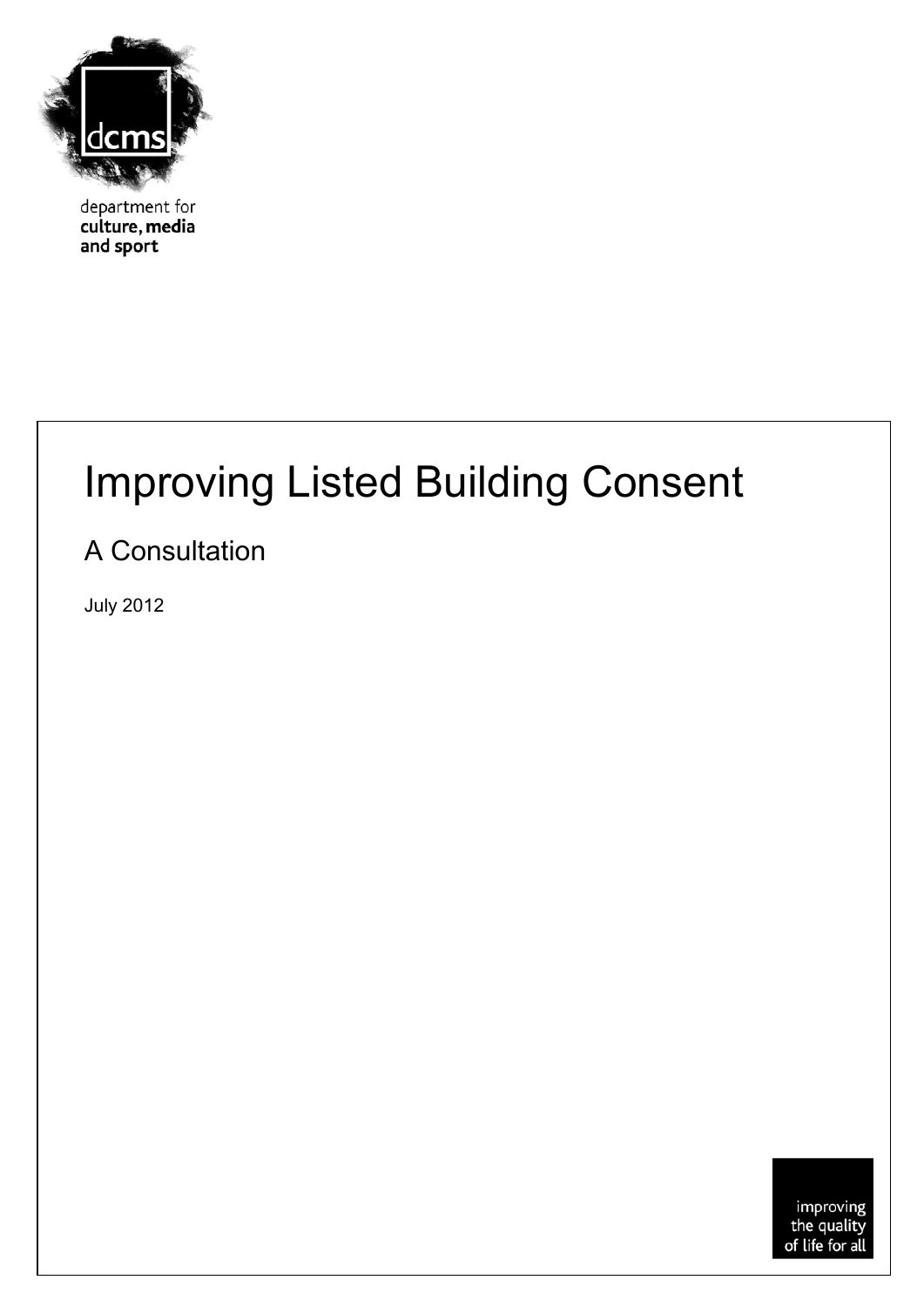dcms

department for
**culture, media
and sport**

# Improving Listed Building Consent

## A Consultation

July 2012

improving
the quality
of life for all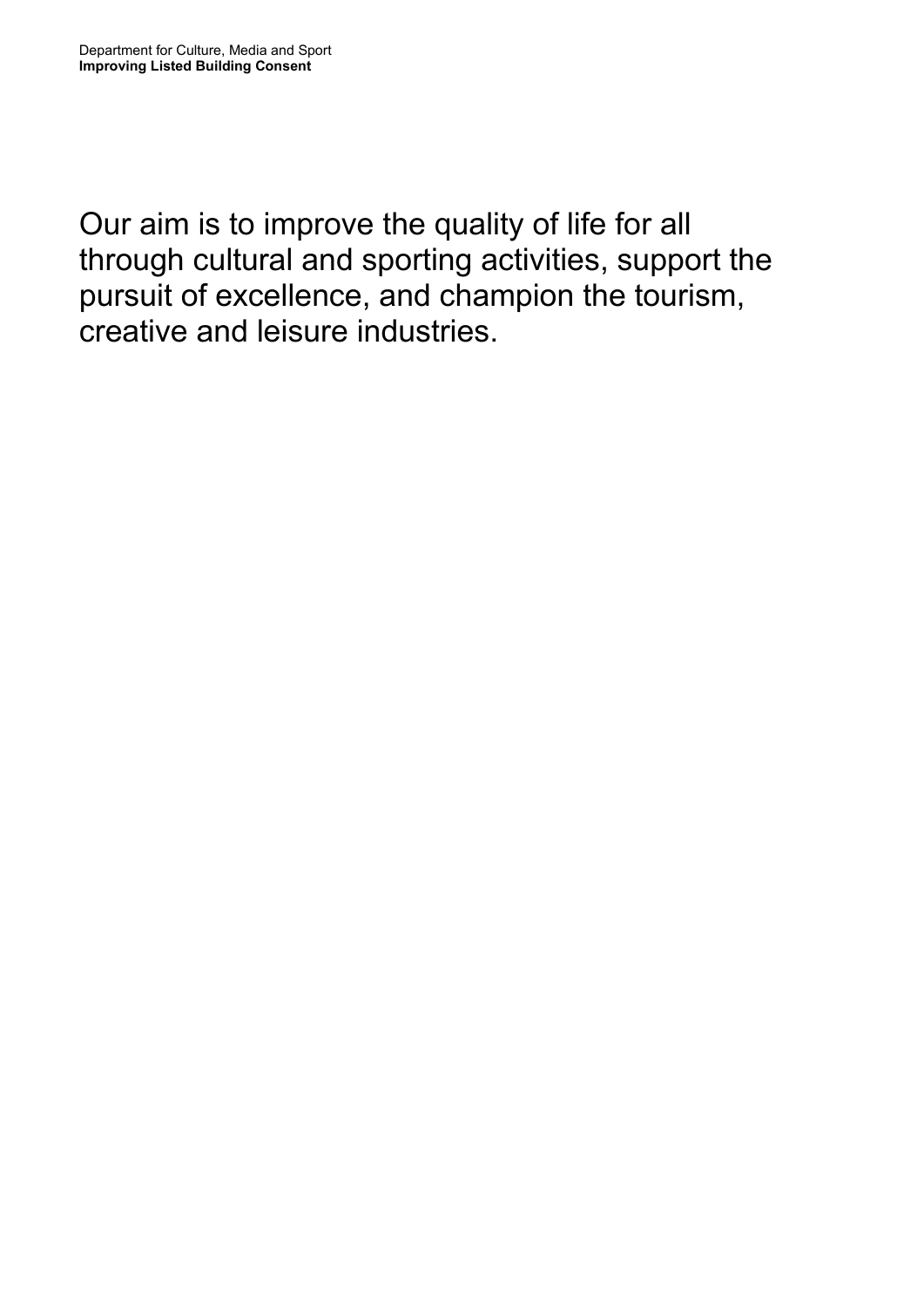Our aim is to improve the quality of life for all through cultural and sporting activities, support the pursuit of excellence, and champion the tourism, creative and leisure industries.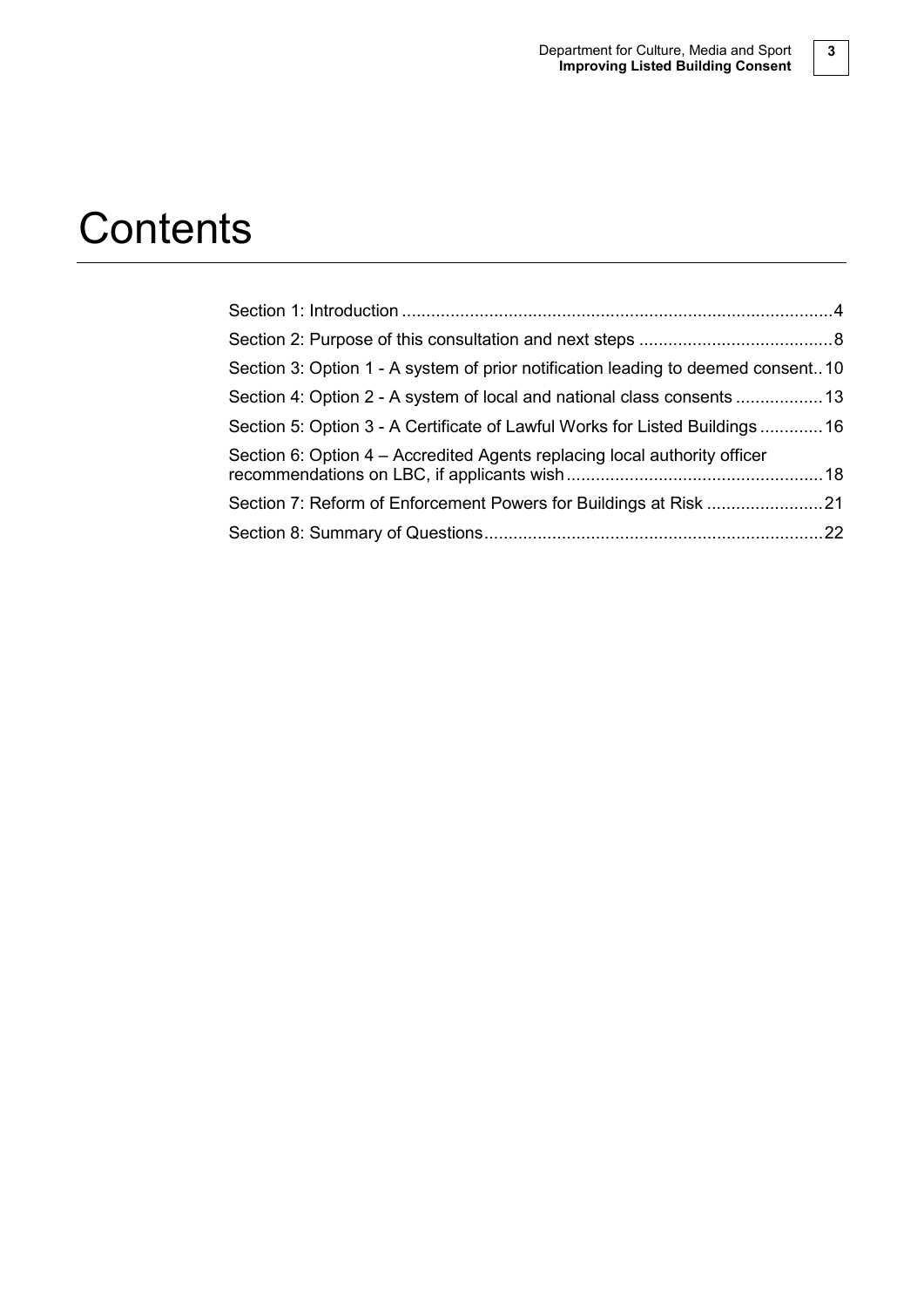# Contents

- Section 1: Introduction ........................................................................................4
- Section 2: Purpose of this consultation and next steps ........................................8
- Section 3: Option 1 - A system of prior notification leading to deemed consent..10
- Section 4: Option 2 - A system of local and national class consents ..................13
- Section 5: Option 3 - A Certificate of Lawful Works for Listed Buildings .............16
- Section 6: Option 4 – Accredited Agents replacing local authority officer recommendations on LBC, if applicants wish......................................................18
- Section 7: Reform of Enforcement Powers for Buildings at Risk ........................21
- Section 8: Summary of Questions......................................................................22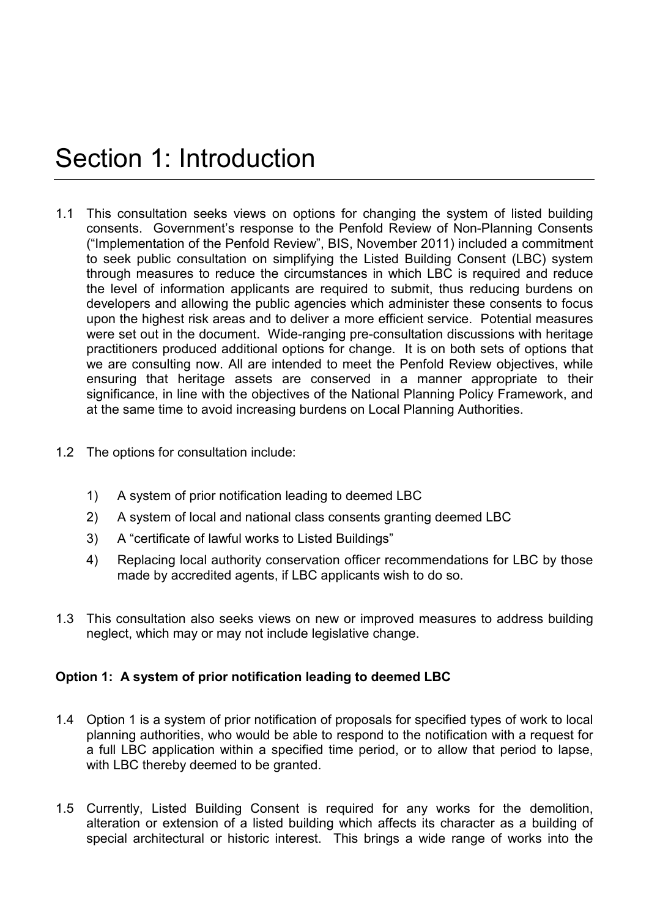# Section 1: Introduction

1.1 This consultation seeks views on options for changing the system of listed building consents. Government's response to the Penfold Review of Non-Planning Consents ("Implementation of the Penfold Review", BIS, November 2011) included a commitment to seek public consultation on simplifying the Listed Building Consent (LBC) system through measures to reduce the circumstances in which LBC is required and reduce the level of information applicants are required to submit, thus reducing burdens on developers and allowing the public agencies which administer these consents to focus upon the highest risk areas and to deliver a more efficient service. Potential measures were set out in the document. Wide-ranging pre-consultation discussions with heritage practitioners produced additional options for change. It is on both sets of options that we are consulting now. All are intended to meet the Penfold Review objectives, while ensuring that heritage assets are conserved in a manner appropriate to their significance, in line with the objectives of the National Planning Policy Framework, and at the same time to avoid increasing burdens on Local Planning Authorities.

1.2 The options for consultation include:

1) A system of prior notification leading to deemed LBC
2) A system of local and national class consents granting deemed LBC
3) A "certificate of lawful works to Listed Buildings"
4) Replacing local authority conservation officer recommendations for LBC by those made by accredited agents, if LBC applicants wish to do so.

1.3 This consultation also seeks views on new or improved measures to address building neglect, which may or may not include legislative change.

**Option 1: A system of prior notification leading to deemed LBC**

1.4 Option 1 is a system of prior notification of proposals for specified types of work to local planning authorities, who would be able to respond to the notification with a request for a full LBC application within a specified time period, or to allow that period to lapse, with LBC thereby deemed to be granted.

1.5 Currently, Listed Building Consent is required for any works for the demolition, alteration or extension of a listed building which affects its character as a building of special architectural or historic interest. This brings a wide range of works into the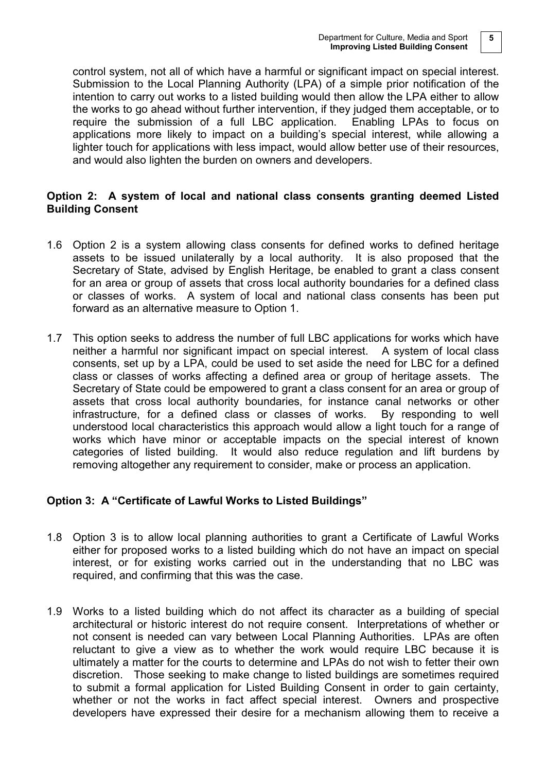control system, not all of which have a harmful or significant impact on special interest. Submission to the Local Planning Authority (LPA) of a simple prior notification of the intention to carry out works to a listed building would then allow the LPA either to allow the works to go ahead without further intervention, if they judged them acceptable, or to require the submission of a full LBC application. Enabling LPAs to focus on applications more likely to impact on a building's special interest, while allowing a lighter touch for applications with less impact, would allow better use of their resources, and would also lighten the burden on owners and developers.

**Option 2: A system of local and national class consents granting deemed Listed Building Consent**

1.6 Option 2 is a system allowing class consents for defined works to defined heritage assets to be issued unilaterally by a local authority. It is also proposed that the Secretary of State, advised by English Heritage, be enabled to grant a class consent for an area or group of assets that cross local authority boundaries for a defined class or classes of works. A system of local and national class consents has been put forward as an alternative measure to Option 1.

1.7 This option seeks to address the number of full LBC applications for works which have neither a harmful nor significant impact on special interest. A system of local class consents, set up by a LPA, could be used to set aside the need for LBC for a defined class or classes of works affecting a defined area or group of heritage assets. The Secretary of State could be empowered to grant a class consent for an area or group of assets that cross local authority boundaries, for instance canal networks or other infrastructure, for a defined class or classes of works. By responding to well understood local characteristics this approach would allow a light touch for a range of works which have minor or acceptable impacts on the special interest of known categories of listed building. It would also reduce regulation and lift burdens by removing altogether any requirement to consider, make or process an application.

**Option 3: A "Certificate of Lawful Works to Listed Buildings"**

1.8 Option 3 is to allow local planning authorities to grant a Certificate of Lawful Works either for proposed works to a listed building which do not have an impact on special interest, or for existing works carried out in the understanding that no LBC was required, and confirming that this was the case.

1.9 Works to a listed building which do not affect its character as a building of special architectural or historic interest do not require consent. Interpretations of whether or not consent is needed can vary between Local Planning Authorities. LPAs are often reluctant to give a view as to whether the work would require LBC because it is ultimately a matter for the courts to determine and LPAs do not wish to fetter their own discretion. Those seeking to make change to listed buildings are sometimes required to submit a formal application for Listed Building Consent in order to gain certainty, whether or not the works in fact affect special interest. Owners and prospective developers have expressed their desire for a mechanism allowing them to receive a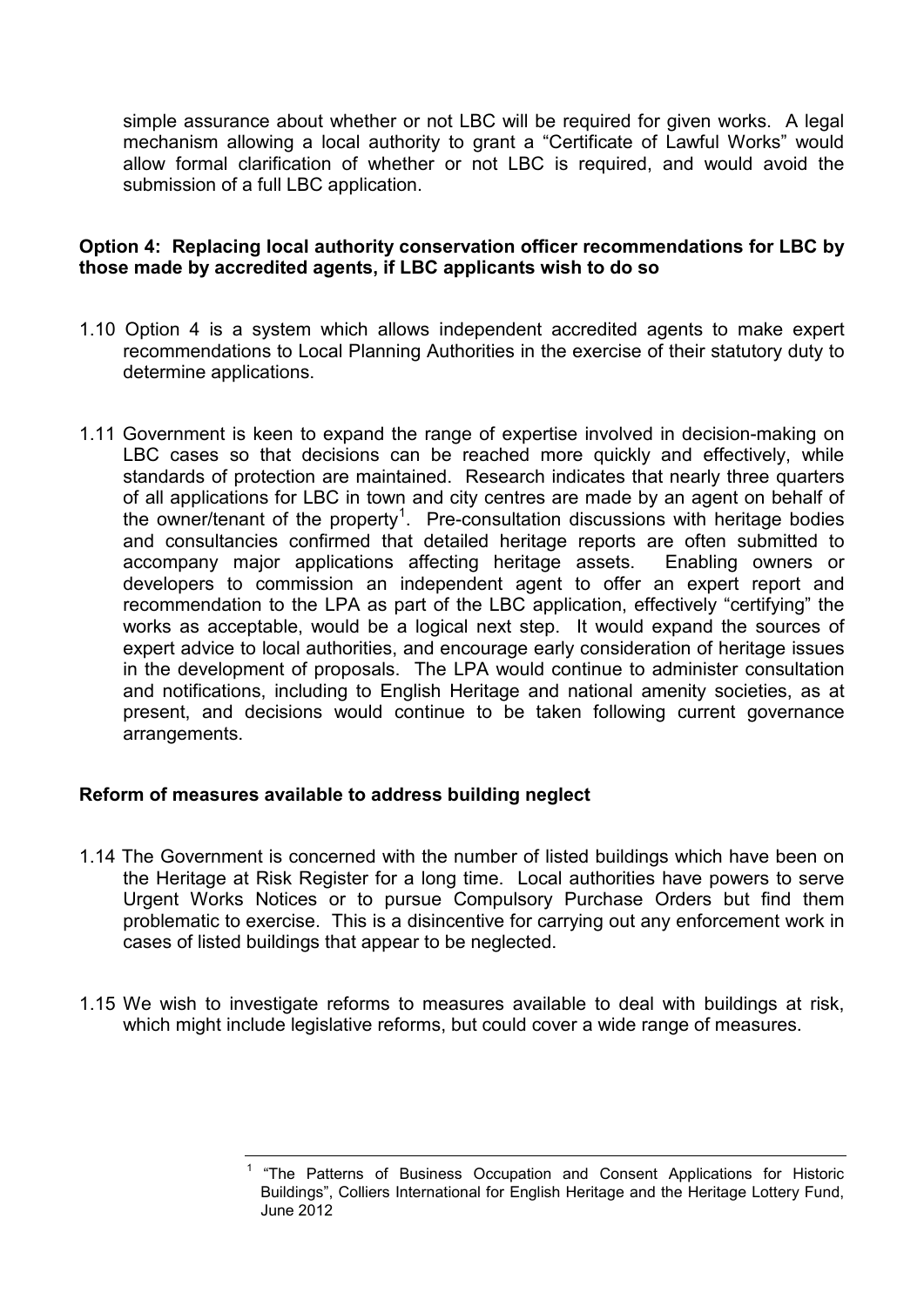simple assurance about whether or not LBC will be required for given works. A legal mechanism allowing a local authority to grant a "Certificate of Lawful Works" would allow formal clarification of whether or not LBC is required, and would avoid the submission of a full LBC application.

**Option 4: Replacing local authority conservation officer recommendations for LBC by those made by accredited agents, if LBC applicants wish to do so**

1.10 Option 4 is a system which allows independent accredited agents to make expert recommendations to Local Planning Authorities in the exercise of their statutory duty to determine applications.

1.11 Government is keen to expand the range of expertise involved in decision-making on LBC cases so that decisions can be reached more quickly and effectively, while standards of protection are maintained. Research indicates that nearly three quarters of all applications for LBC in town and city centres are made by an agent on behalf of the owner/tenant of the property[1]. Pre-consultation discussions with heritage bodies and consultancies confirmed that detailed heritage reports are often submitted to accompany major applications affecting heritage assets. Enabling owners or developers to commission an independent agent to offer an expert report and recommendation to the LPA as part of the LBC application, effectively "certifying" the works as acceptable, would be a logical next step. It would expand the sources of expert advice to local authorities, and encourage early consideration of heritage issues in the development of proposals. The LPA would continue to administer consultation and notifications, including to English Heritage and national amenity societies, as at present, and decisions would continue to be taken following current governance arrangements.

## Reform of measures available to address building neglect

1.14 The Government is concerned with the number of listed buildings which have been on the Heritage at Risk Register for a long time. Local authorities have powers to serve Urgent Works Notices or to pursue Compulsory Purchase Orders but find them problematic to exercise. This is a disincentive for carrying out any enforcement work in cases of listed buildings that appear to be neglected.

1.15 We wish to investigate reforms to measures available to deal with buildings at risk, which might include legislative reforms, but could cover a wide range of measures.

---

[1] "The Patterns of Business Occupation and Consent Applications for Historic Buildings", Colliers International for English Heritage and the Heritage Lottery Fund, June 2012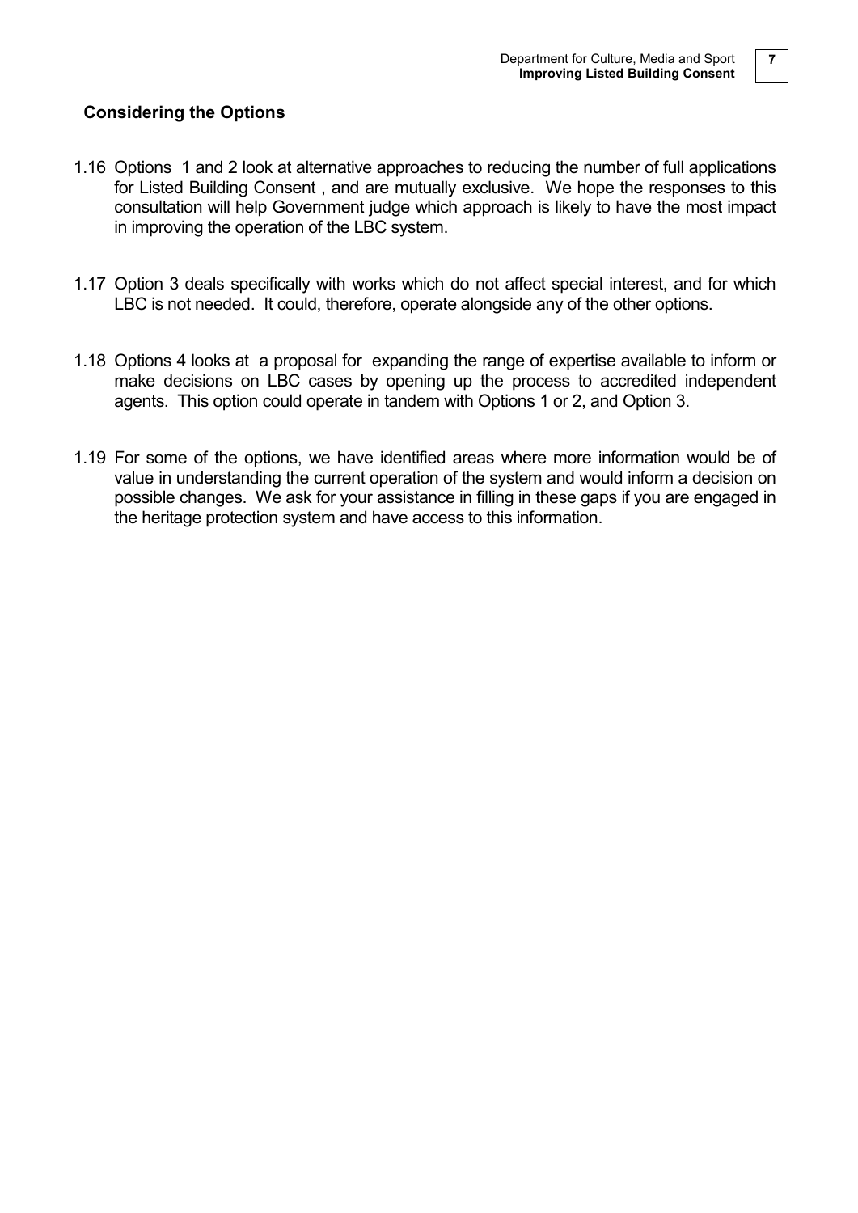## Considering the Options

1.16 Options 1 and 2 look at alternative approaches to reducing the number of full applications for Listed Building Consent , and are mutually exclusive. We hope the responses to this consultation will help Government judge which approach is likely to have the most impact in improving the operation of the LBC system.

1.17 Option 3 deals specifically with works which do not affect special interest, and for which LBC is not needed. It could, therefore, operate alongside any of the other options.

1.18 Options 4 looks at a proposal for expanding the range of expertise available to inform or make decisions on LBC cases by opening up the process to accredited independent agents. This option could operate in tandem with Options 1 or 2, and Option 3.

1.19 For some of the options, we have identified areas where more information would be of value in understanding the current operation of the system and would inform a decision on possible changes. We ask for your assistance in filling in these gaps if you are engaged in the heritage protection system and have access to this information.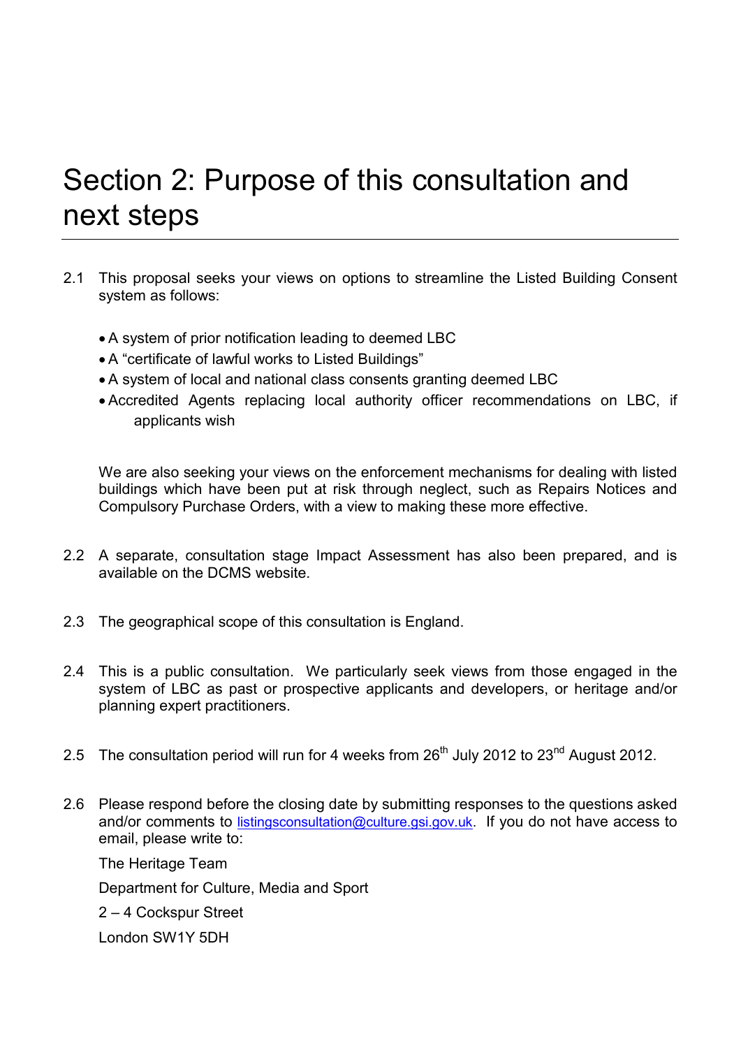# Section 2: Purpose of this consultation and next steps

2.1 This proposal seeks your views on options to streamline the Listed Building Consent system as follows:

- A system of prior notification leading to deemed LBC
- A "certificate of lawful works to Listed Buildings"
- A system of local and national class consents granting deemed LBC
- Accredited Agents replacing local authority officer recommendations on LBC, if applicants wish

We are also seeking your views on the enforcement mechanisms for dealing with listed buildings which have been put at risk through neglect, such as Repairs Notices and Compulsory Purchase Orders, with a view to making these more effective.

2.2 A separate, consultation stage Impact Assessment has also been prepared, and is available on the DCMS website.

2.3 The geographical scope of this consultation is England.

2.4 This is a public consultation. We particularly seek views from those engaged in the system of LBC as past or prospective applicants and developers, or heritage and/or planning expert practitioners.

2.5 The consultation period will run for 4 weeks from 26th July 2012 to 23rd August 2012.

2.6 Please respond before the closing date by submitting responses to the questions asked and/or comments to listingsconsultation@culture.gsi.gov.uk. If you do not have access to email, please write to:

The Heritage Team

Department for Culture, Media and Sport

2 – 4 Cockspur Street

London SW1Y 5DH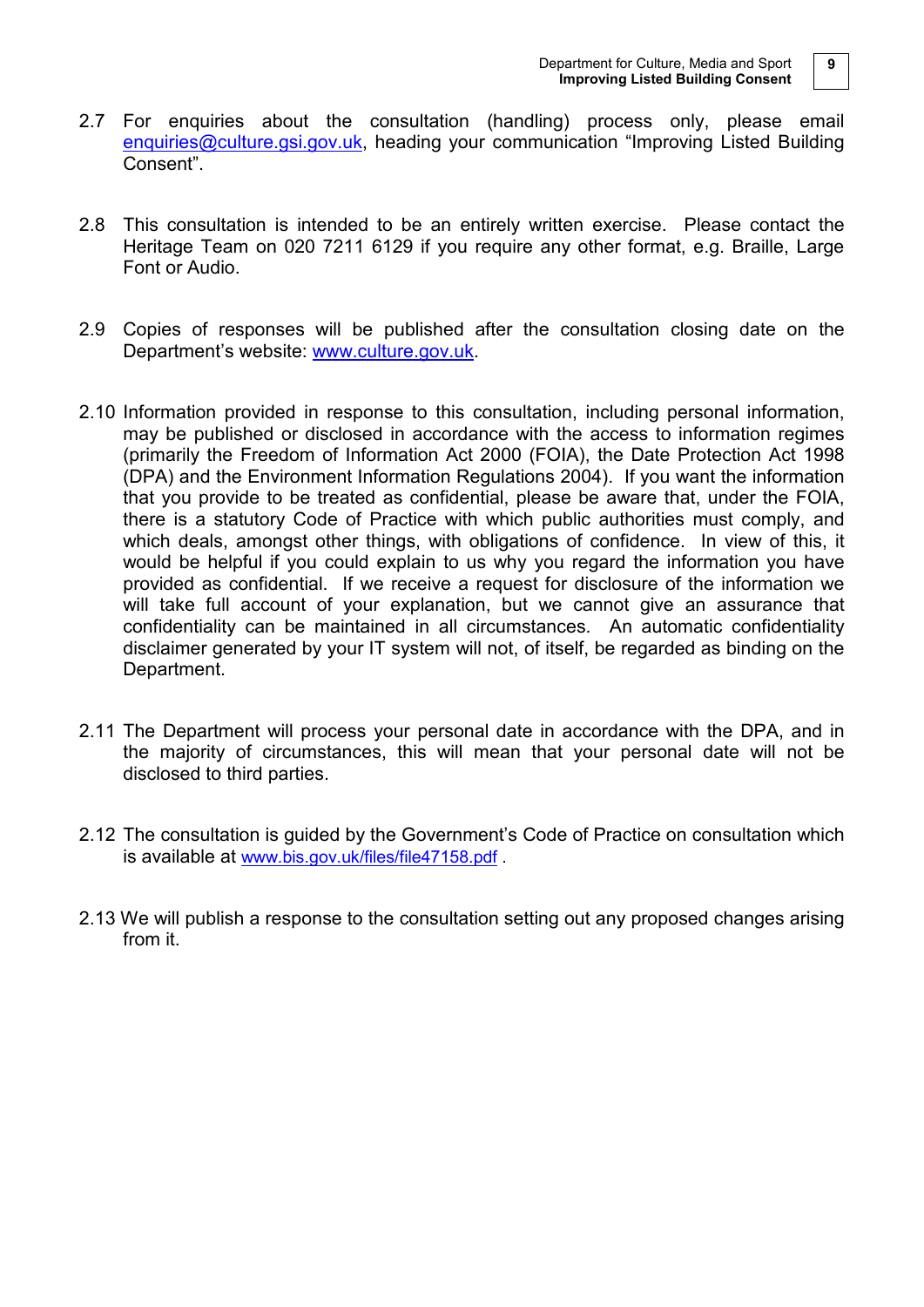2.7 For enquiries about the consultation (handling) process only, please email enquiries@culture.gsi.gov.uk, heading your communication "Improving Listed Building Consent".

2.8 This consultation is intended to be an entirely written exercise. Please contact the Heritage Team on 020 7211 6129 if you require any other format, e.g. Braille, Large Font or Audio.

2.9 Copies of responses will be published after the consultation closing date on the Department's website: www.culture.gov.uk.

2.10 Information provided in response to this consultation, including personal information, may be published or disclosed in accordance with the access to information regimes (primarily the Freedom of Information Act 2000 (FOIA), the Date Protection Act 1998 (DPA) and the Environment Information Regulations 2004). If you want the information that you provide to be treated as confidential, please be aware that, under the FOIA, there is a statutory Code of Practice with which public authorities must comply, and which deals, amongst other things, with obligations of confidence. In view of this, it would be helpful if you could explain to us why you regard the information you have provided as confidential. If we receive a request for disclosure of the information we will take full account of your explanation, but we cannot give an assurance that confidentiality can be maintained in all circumstances. An automatic confidentiality disclaimer generated by your IT system will not, of itself, be regarded as binding on the Department.

2.11 The Department will process your personal date in accordance with the DPA, and in the majority of circumstances, this will mean that your personal date will not be disclosed to third parties.

2.12 The consultation is guided by the Government's Code of Practice on consultation which is available at www.bis.gov.uk/files/file47158.pdf .

2.13 We will publish a response to the consultation setting out any proposed changes arising from it.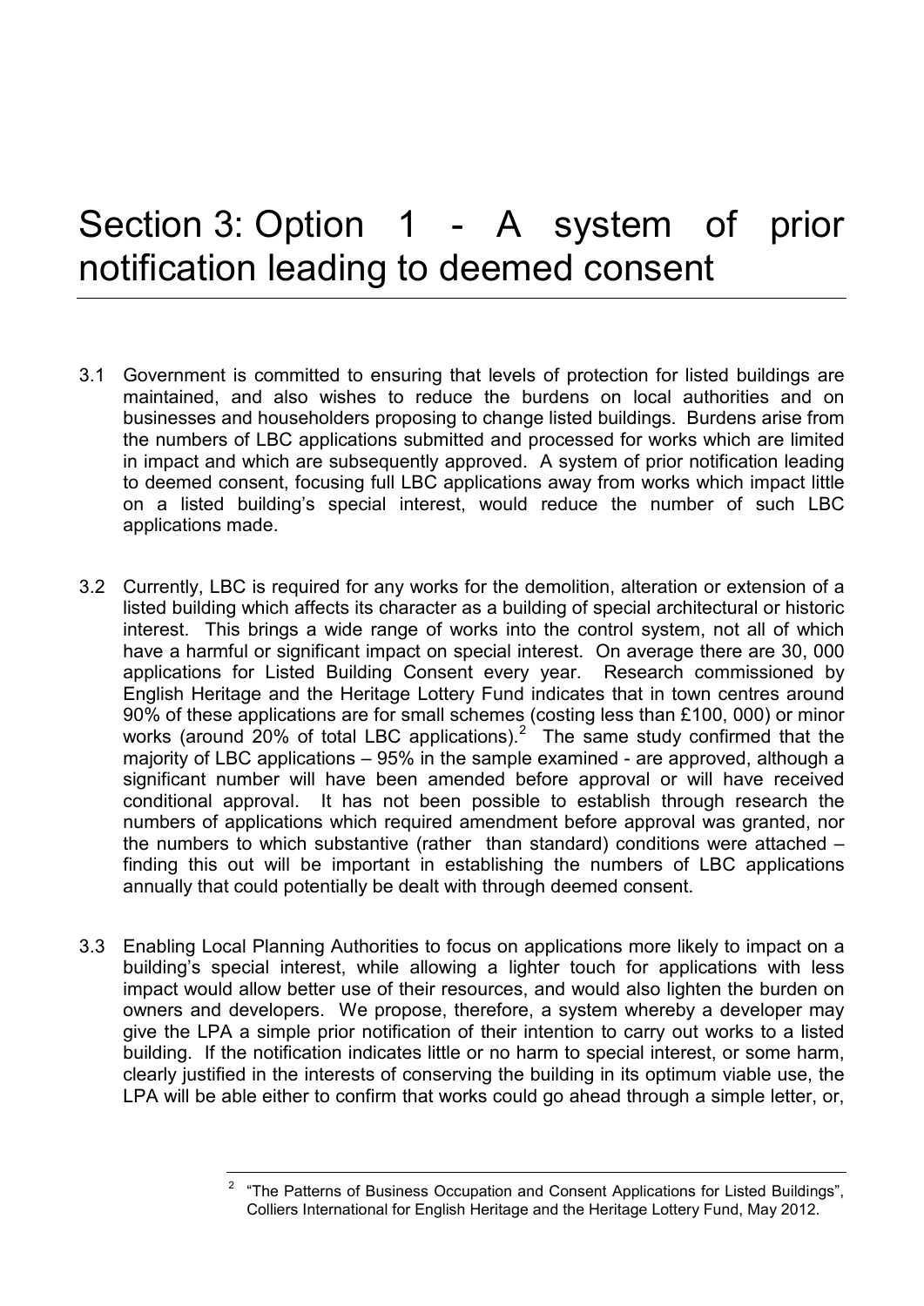# Section 3: Option 1 - A system of prior notification leading to deemed consent

3.1 Government is committed to ensuring that levels of protection for listed buildings are maintained, and also wishes to reduce the burdens on local authorities and on businesses and householders proposing to change listed buildings. Burdens arise from the numbers of LBC applications submitted and processed for works which are limited in impact and which are subsequently approved. A system of prior notification leading to deemed consent, focusing full LBC applications away from works which impact little on a listed building's special interest, would reduce the number of such LBC applications made.

3.2 Currently, LBC is required for any works for the demolition, alteration or extension of a listed building which affects its character as a building of special architectural or historic interest. This brings a wide range of works into the control system, not all of which have a harmful or significant impact on special interest. On average there are 30, 000 applications for Listed Building Consent every year. Research commissioned by English Heritage and the Heritage Lottery Fund indicates that in town centres around 90% of these applications are for small schemes (costing less than £100, 000) or minor works (around 20% of total LBC applications).[2] The same study confirmed that the majority of LBC applications – 95% in the sample examined - are approved, although a significant number will have been amended before approval or will have received conditional approval. It has not been possible to establish through research the numbers of applications which required amendment before approval was granted, nor the numbers to which substantive (rather than standard) conditions were attached – finding this out will be important in establishing the numbers of LBC applications annually that could potentially be dealt with through deemed consent.

3.3 Enabling Local Planning Authorities to focus on applications more likely to impact on a building's special interest, while allowing a lighter touch for applications with less impact would allow better use of their resources, and would also lighten the burden on owners and developers. We propose, therefore, a system whereby a developer may give the LPA a simple prior notification of their intention to carry out works to a listed building. If the notification indicates little or no harm to special interest, or some harm, clearly justified in the interests of conserving the building in its optimum viable use, the LPA will be able either to confirm that works could go ahead through a simple letter, or,

---

[2] "The Patterns of Business Occupation and Consent Applications for Listed Buildings", Colliers International for English Heritage and the Heritage Lottery Fund, May 2012.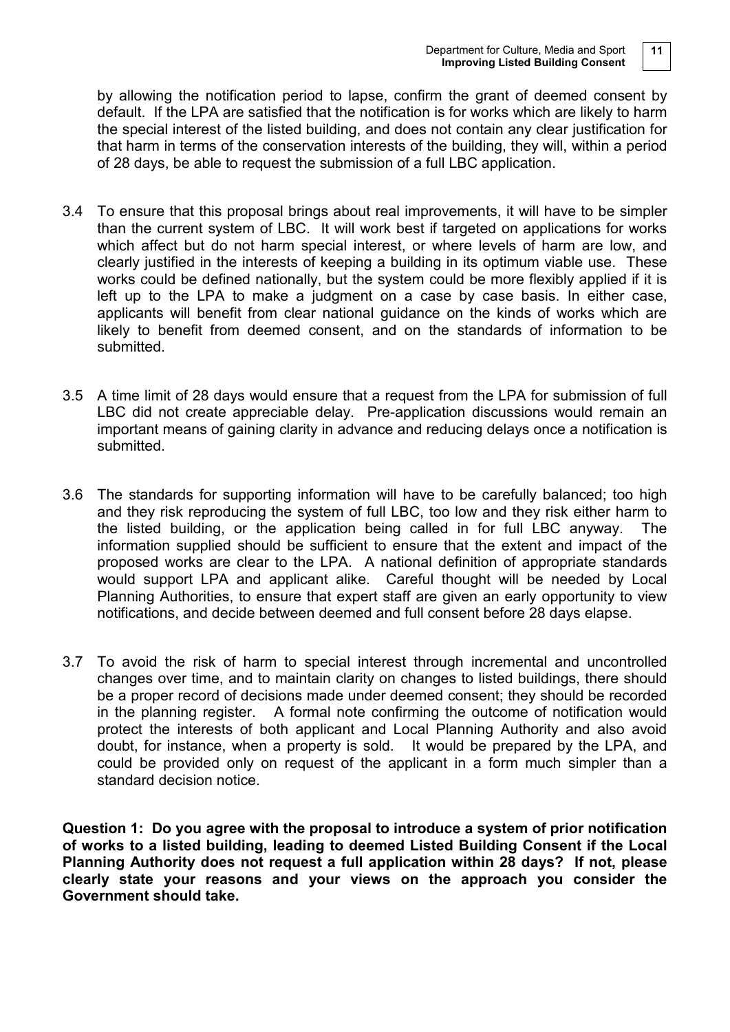by allowing the notification period to lapse, confirm the grant of deemed consent by default. If the LPA are satisfied that the notification is for works which are likely to harm the special interest of the listed building, and does not contain any clear justification for that harm in terms of the conservation interests of the building, they will, within a period of 28 days, be able to request the submission of a full LBC application.

3.4 To ensure that this proposal brings about real improvements, it will have to be simpler than the current system of LBC. It will work best if targeted on applications for works which affect but do not harm special interest, or where levels of harm are low, and clearly justified in the interests of keeping a building in its optimum viable use. These works could be defined nationally, but the system could be more flexibly applied if it is left up to the LPA to make a judgment on a case by case basis. In either case, applicants will benefit from clear national guidance on the kinds of works which are likely to benefit from deemed consent, and on the standards of information to be submitted.

3.5 A time limit of 28 days would ensure that a request from the LPA for submission of full LBC did not create appreciable delay. Pre-application discussions would remain an important means of gaining clarity in advance and reducing delays once a notification is submitted.

3.6 The standards for supporting information will have to be carefully balanced; too high and they risk reproducing the system of full LBC, too low and they risk either harm to the listed building, or the application being called in for full LBC anyway. The information supplied should be sufficient to ensure that the extent and impact of the proposed works are clear to the LPA. A national definition of appropriate standards would support LPA and applicant alike. Careful thought will be needed by Local Planning Authorities, to ensure that expert staff are given an early opportunity to view notifications, and decide between deemed and full consent before 28 days elapse.

3.7 To avoid the risk of harm to special interest through incremental and uncontrolled changes over time, and to maintain clarity on changes to listed buildings, there should be a proper record of decisions made under deemed consent; they should be recorded in the planning register. A formal note confirming the outcome of notification would protect the interests of both applicant and Local Planning Authority and also avoid doubt, for instance, when a property is sold. It would be prepared by the LPA, and could be provided only on request of the applicant in a form much simpler than a standard decision notice.

**Question 1: Do you agree with the proposal to introduce a system of prior notification of works to a listed building, leading to deemed Listed Building Consent if the Local Planning Authority does not request a full application within 28 days? If not, please clearly state your reasons and your views on the approach you consider the Government should take.**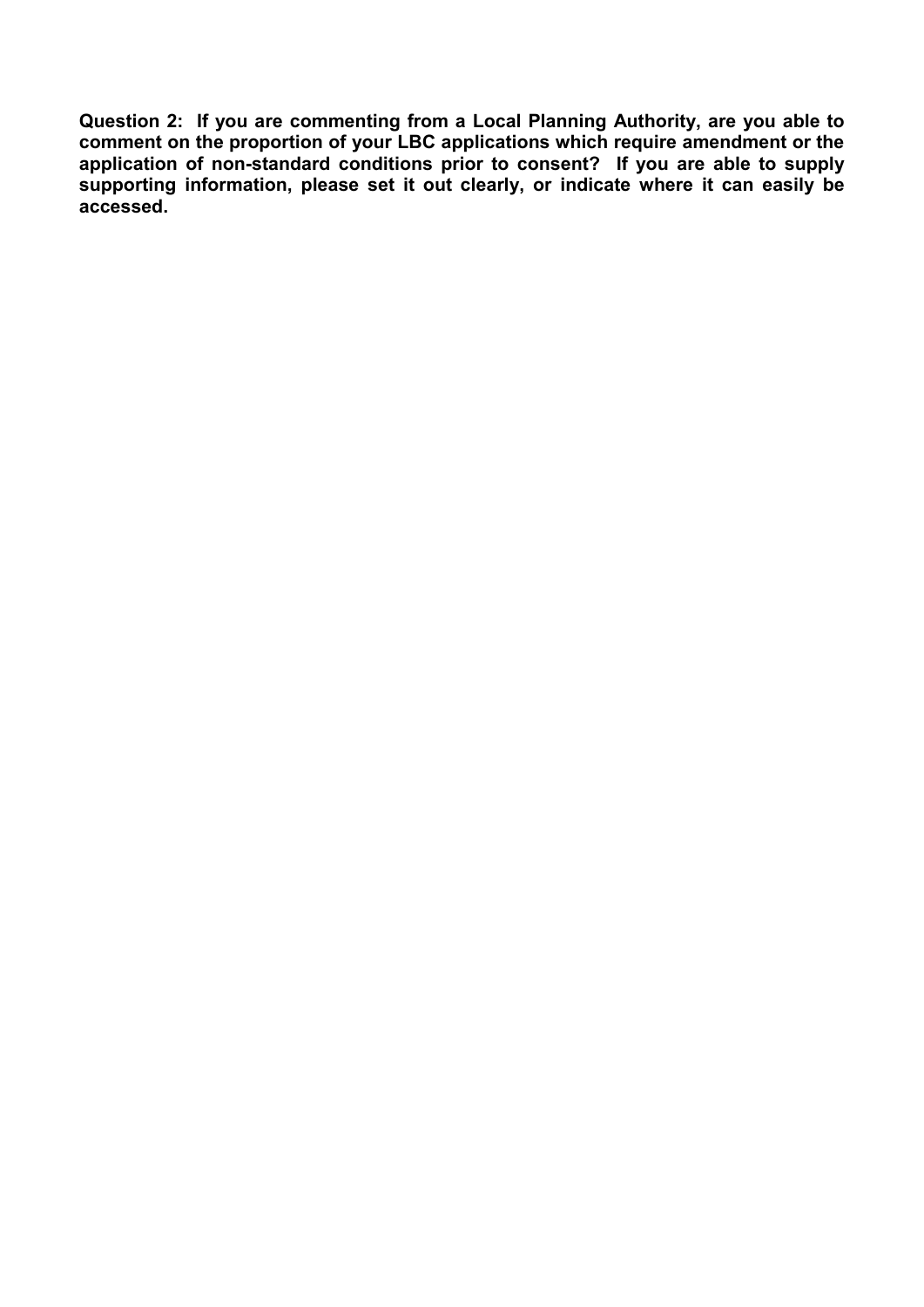**Question 2: If you are commenting from a Local Planning Authority, are you able to comment on the proportion of your LBC applications which require amendment or the application of non-standard conditions prior to consent? If you are able to supply supporting information, please set it out clearly, or indicate where it can easily be accessed.**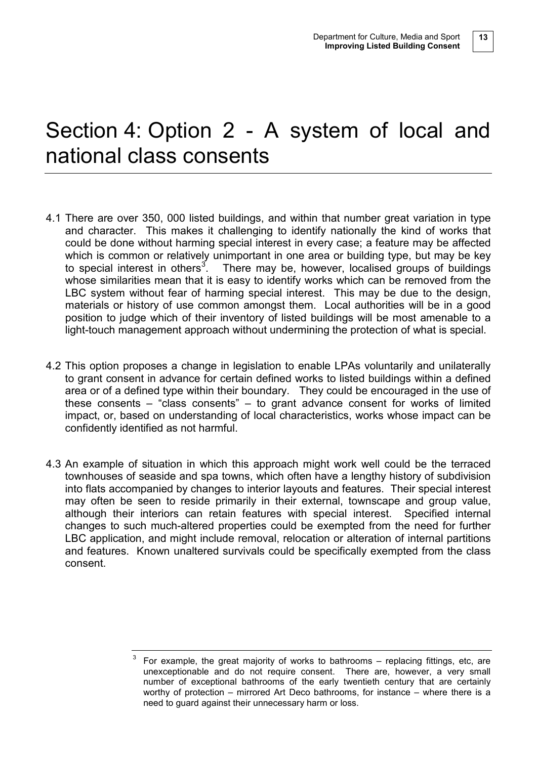# Section 4: Option 2 - A system of local and national class consents

4.1 There are over 350, 000 listed buildings, and within that number great variation in type and character. This makes it challenging to identify nationally the kind of works that could be done without harming special interest in every case; a feature may be affected which is common or relatively unimportant in one area or building type, but may be key to special interest in others[3]. There may be, however, localised groups of buildings whose similarities mean that it is easy to identify works which can be removed from the LBC system without fear of harming special interest. This may be due to the design, materials or history of use common amongst them. Local authorities will be in a good position to judge which of their inventory of listed buildings will be most amenable to a light-touch management approach without undermining the protection of what is special.

4.2 This option proposes a change in legislation to enable LPAs voluntarily and unilaterally to grant consent in advance for certain defined works to listed buildings within a defined area or of a defined type within their boundary. They could be encouraged in the use of these consents – "class consents" – to grant advance consent for works of limited impact, or, based on understanding of local characteristics, works whose impact can be confidently identified as not harmful.

4.3 An example of situation in which this approach might work well could be the terraced townhouses of seaside and spa towns, which often have a lengthy history of subdivision into flats accompanied by changes to interior layouts and features. Their special interest may often be seen to reside primarily in their external, townscape and group value, although their interiors can retain features with special interest. Specified internal changes to such much-altered properties could be exempted from the need for further LBC application, and might include removal, relocation or alteration of internal partitions and features. Known unaltered survivals could be specifically exempted from the class consent.

---

[3] For example, the great majority of works to bathrooms – replacing fittings, etc, are unexceptionable and do not require consent. There are, however, a very small number of exceptional bathrooms of the early twentieth century that are certainly worthy of protection – mirrored Art Deco bathrooms, for instance – where there is a need to guard against their unnecessary harm or loss.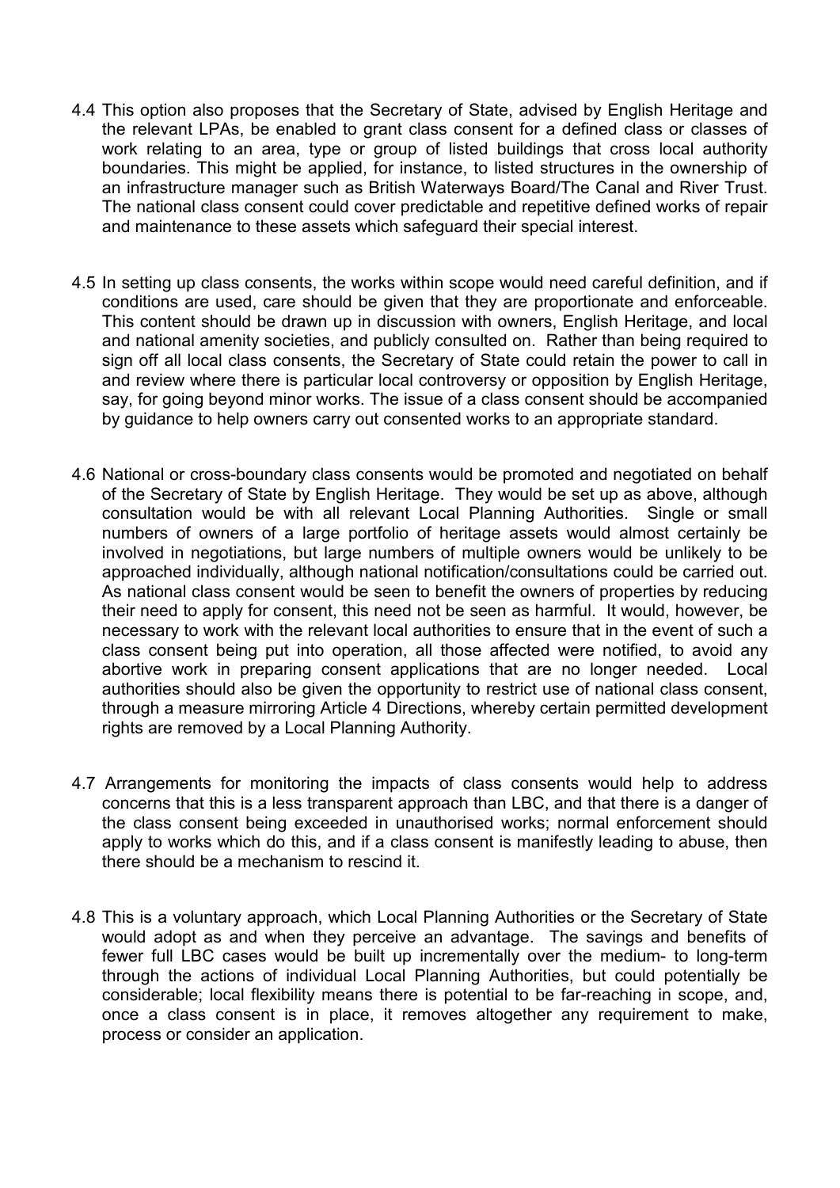4.4 This option also proposes that the Secretary of State, advised by English Heritage and the relevant LPAs, be enabled to grant class consent for a defined class or classes of work relating to an area, type or group of listed buildings that cross local authority boundaries. This might be applied, for instance, to listed structures in the ownership of an infrastructure manager such as British Waterways Board/The Canal and River Trust. The national class consent could cover predictable and repetitive defined works of repair and maintenance to these assets which safeguard their special interest.

4.5 In setting up class consents, the works within scope would need careful definition, and if conditions are used, care should be given that they are proportionate and enforceable. This content should be drawn up in discussion with owners, English Heritage, and local and national amenity societies, and publicly consulted on. Rather than being required to sign off all local class consents, the Secretary of State could retain the power to call in and review where there is particular local controversy or opposition by English Heritage, say, for going beyond minor works. The issue of a class consent should be accompanied by guidance to help owners carry out consented works to an appropriate standard.

4.6 National or cross-boundary class consents would be promoted and negotiated on behalf of the Secretary of State by English Heritage. They would be set up as above, although consultation would be with all relevant Local Planning Authorities. Single or small numbers of owners of a large portfolio of heritage assets would almost certainly be involved in negotiations, but large numbers of multiple owners would be unlikely to be approached individually, although national notification/consultations could be carried out. As national class consent would be seen to benefit the owners of properties by reducing their need to apply for consent, this need not be seen as harmful. It would, however, be necessary to work with the relevant local authorities to ensure that in the event of such a class consent being put into operation, all those affected were notified, to avoid any abortive work in preparing consent applications that are no longer needed. Local authorities should also be given the opportunity to restrict use of national class consent, through a measure mirroring Article 4 Directions, whereby certain permitted development rights are removed by a Local Planning Authority.

4.7 Arrangements for monitoring the impacts of class consents would help to address concerns that this is a less transparent approach than LBC, and that there is a danger of the class consent being exceeded in unauthorised works; normal enforcement should apply to works which do this, and if a class consent is manifestly leading to abuse, then there should be a mechanism to rescind it.

4.8 This is a voluntary approach, which Local Planning Authorities or the Secretary of State would adopt as and when they perceive an advantage. The savings and benefits of fewer full LBC cases would be built up incrementally over the medium- to long-term through the actions of individual Local Planning Authorities, but could potentially be considerable; local flexibility means there is potential to be far-reaching in scope, and, once a class consent is in place, it removes altogether any requirement to make, process or consider an application.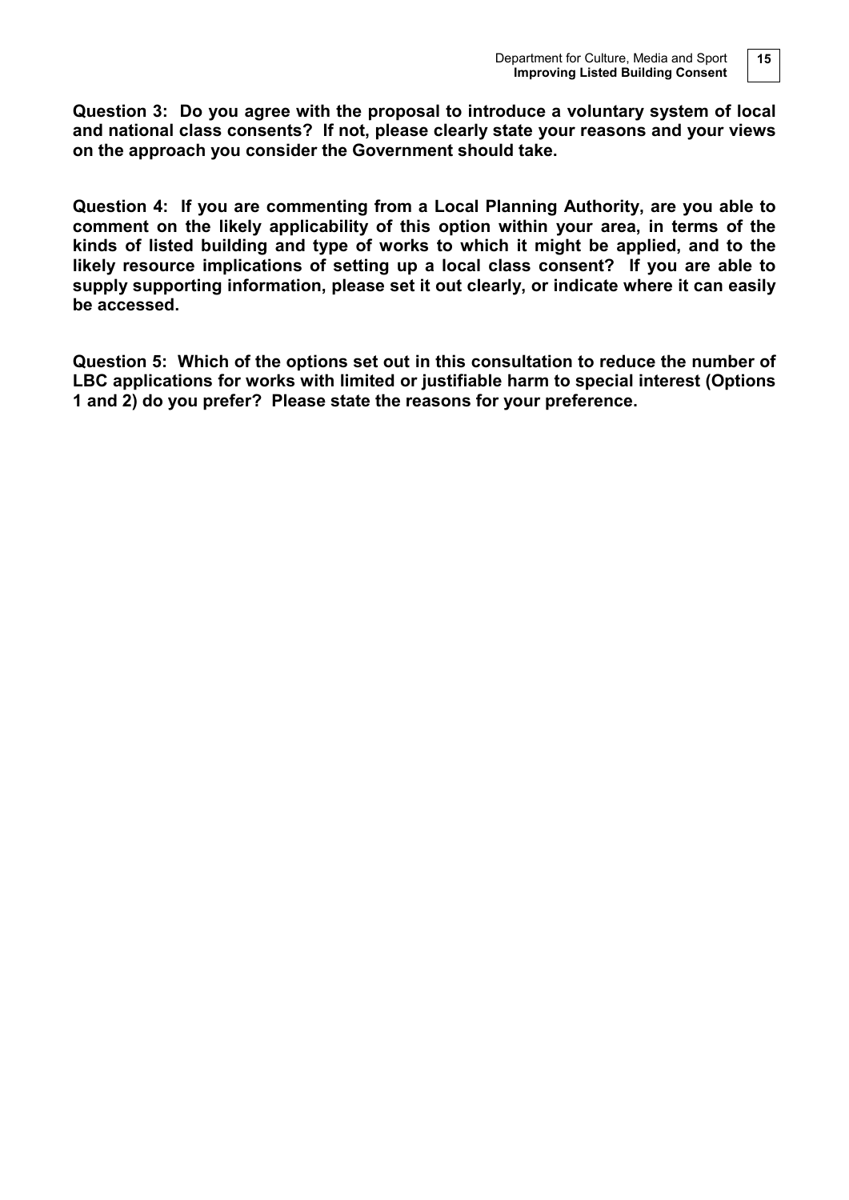**Question 3: Do you agree with the proposal to introduce a voluntary system of local and national class consents? If not, please clearly state your reasons and your views on the approach you consider the Government should take.**

**Question 4: If you are commenting from a Local Planning Authority, are you able to comment on the likely applicability of this option within your area, in terms of the kinds of listed building and type of works to which it might be applied, and to the likely resource implications of setting up a local class consent? If you are able to supply supporting information, please set it out clearly, or indicate where it can easily be accessed.**

**Question 5: Which of the options set out in this consultation to reduce the number of LBC applications for works with limited or justifiable harm to special interest (Options 1 and 2) do you prefer? Please state the reasons for your preference.**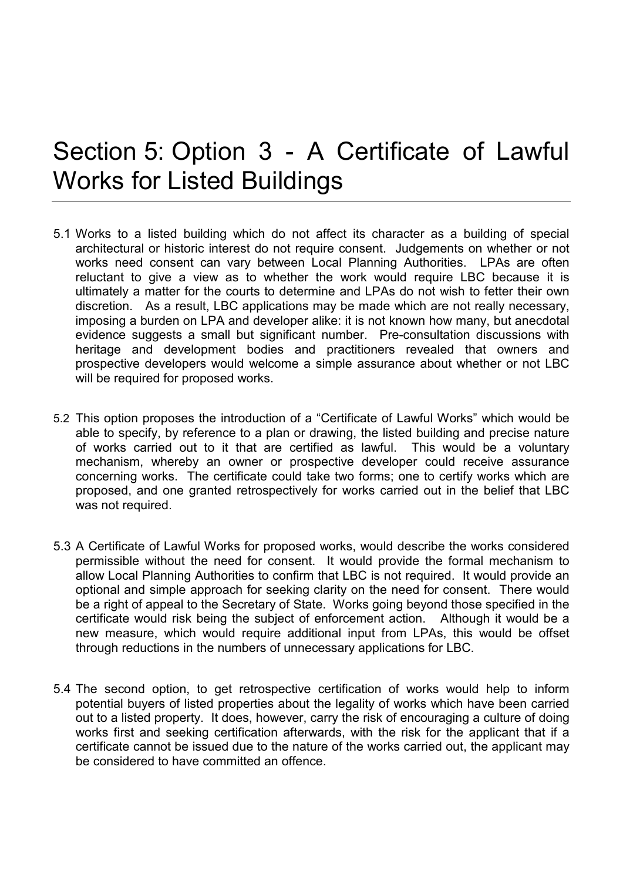# Section 5: Option 3 - A Certificate of Lawful Works for Listed Buildings

5.1 Works to a listed building which do not affect its character as a building of special architectural or historic interest do not require consent. Judgements on whether or not works need consent can vary between Local Planning Authorities. LPAs are often reluctant to give a view as to whether the work would require LBC because it is ultimately a matter for the courts to determine and LPAs do not wish to fetter their own discretion. As a result, LBC applications may be made which are not really necessary, imposing a burden on LPA and developer alike: it is not known how many, but anecdotal evidence suggests a small but significant number. Pre-consultation discussions with heritage and development bodies and practitioners revealed that owners and prospective developers would welcome a simple assurance about whether or not LBC will be required for proposed works.

5.2 This option proposes the introduction of a "Certificate of Lawful Works" which would be able to specify, by reference to a plan or drawing, the listed building and precise nature of works carried out to it that are certified as lawful. This would be a voluntary mechanism, whereby an owner or prospective developer could receive assurance concerning works. The certificate could take two forms; one to certify works which are proposed, and one granted retrospectively for works carried out in the belief that LBC was not required.

5.3 A Certificate of Lawful Works for proposed works, would describe the works considered permissible without the need for consent. It would provide the formal mechanism to allow Local Planning Authorities to confirm that LBC is not required. It would provide an optional and simple approach for seeking clarity on the need for consent. There would be a right of appeal to the Secretary of State. Works going beyond those specified in the certificate would risk being the subject of enforcement action. Although it would be a new measure, which would require additional input from LPAs, this would be offset through reductions in the numbers of unnecessary applications for LBC.

5.4 The second option, to get retrospective certification of works would help to inform potential buyers of listed properties about the legality of works which have been carried out to a listed property. It does, however, carry the risk of encouraging a culture of doing works first and seeking certification afterwards, with the risk for the applicant that if a certificate cannot be issued due to the nature of the works carried out, the applicant may be considered to have committed an offence.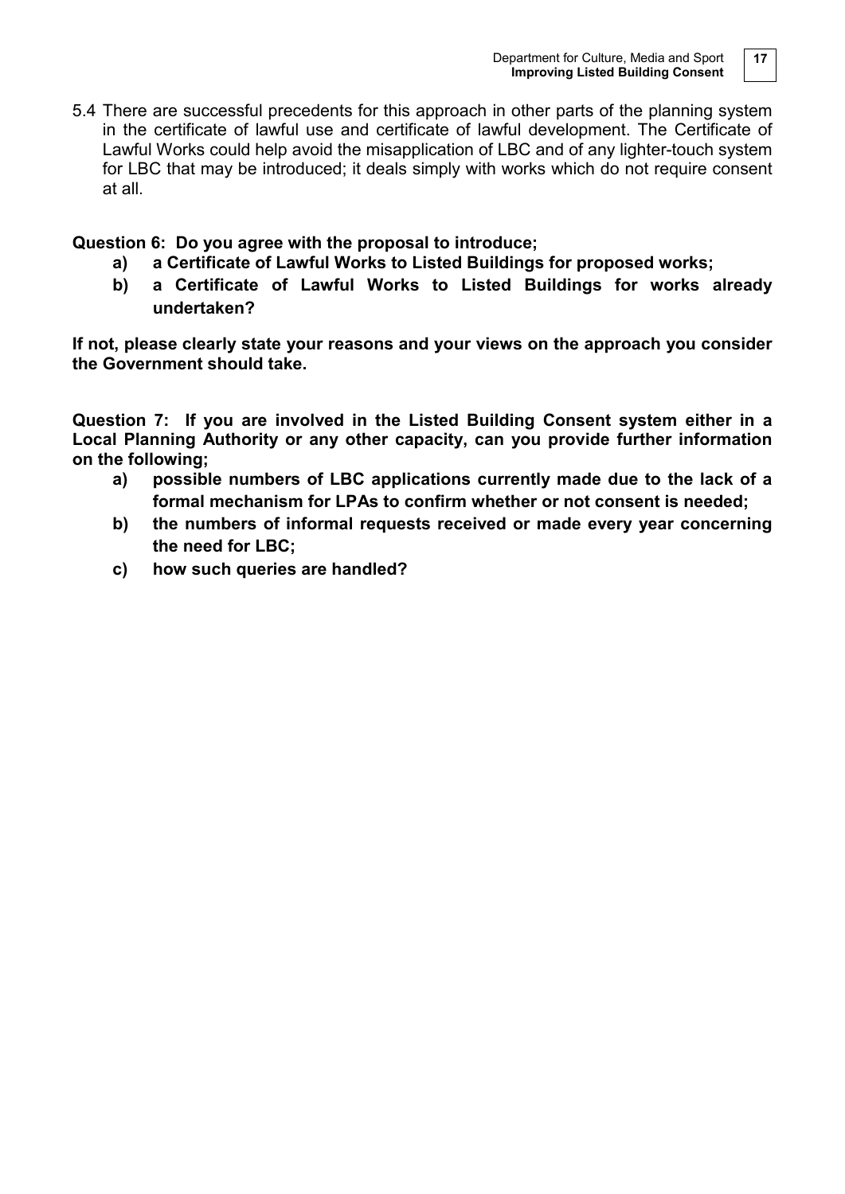5.4 There are successful precedents for this approach in other parts of the planning system in the certificate of lawful use and certificate of lawful development. The Certificate of Lawful Works could help avoid the misapplication of LBC and of any lighter-touch system for LBC that may be introduced; it deals simply with works which do not require consent at all.

**Question 6: Do you agree with the proposal to introduce;**

- **a) a Certificate of Lawful Works to Listed Buildings for proposed works;**
- **b) a Certificate of Lawful Works to Listed Buildings for works already undertaken?**

**If not, please clearly state your reasons and your views on the approach you consider the Government should take.**

**Question 7: If you are involved in the Listed Building Consent system either in a Local Planning Authority or any other capacity, can you provide further information on the following;**

- **a) possible numbers of LBC applications currently made due to the lack of a formal mechanism for LPAs to confirm whether or not consent is needed;**
- **b) the numbers of informal requests received or made every year concerning the need for LBC;**
- **c) how such queries are handled?**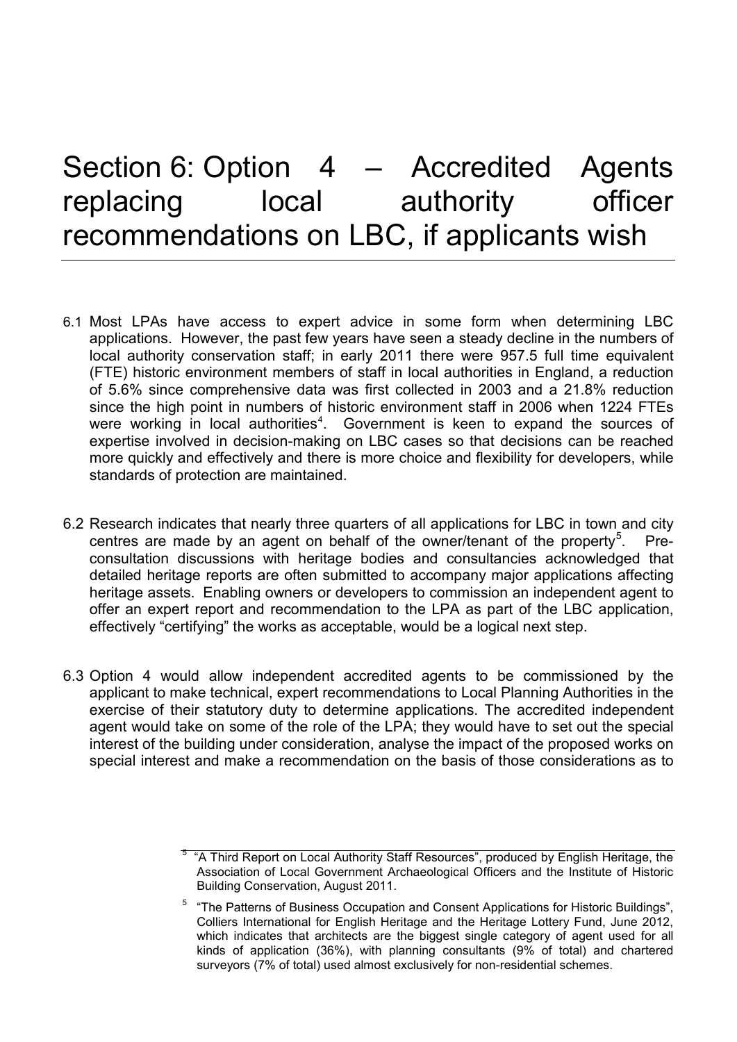# Section 6: Option 4 – Accredited Agents replacing local authority officer recommendations on LBC, if applicants wish

6.1 Most LPAs have access to expert advice in some form when determining LBC applications. However, the past few years have seen a steady decline in the numbers of local authority conservation staff; in early 2011 there were 957.5 full time equivalent (FTE) historic environment members of staff in local authorities in England, a reduction of 5.6% since comprehensive data was first collected in 2003 and a 21.8% reduction since the high point in numbers of historic environment staff in 2006 when 1224 FTEs were working in local authorities[4]. Government is keen to expand the sources of expertise involved in decision-making on LBC cases so that decisions can be reached more quickly and effectively and there is more choice and flexibility for developers, while standards of protection are maintained.

6.2 Research indicates that nearly three quarters of all applications for LBC in town and city centres are made by an agent on behalf of the owner/tenant of the property[5]. Pre-consultation discussions with heritage bodies and consultancies acknowledged that detailed heritage reports are often submitted to accompany major applications affecting heritage assets. Enabling owners or developers to commission an independent agent to offer an expert report and recommendation to the LPA as part of the LBC application, effectively "certifying" the works as acceptable, would be a logical next step.

6.3 Option 4 would allow independent accredited agents to be commissioned by the applicant to make technical, expert recommendations to Local Planning Authorities in the exercise of their statutory duty to determine applications. The accredited independent agent would take on some of the role of the LPA; they would have to set out the special interest of the building under consideration, analyse the impact of the proposed works on special interest and make a recommendation on the basis of those considerations as to

---

[5] "A Third Report on Local Authority Staff Resources", produced by English Heritage, the Association of Local Government Archaeological Officers and the Institute of Historic Building Conservation, August 2011.

[5] "The Patterns of Business Occupation and Consent Applications for Historic Buildings", Colliers International for English Heritage and the Heritage Lottery Fund, June 2012, which indicates that architects are the biggest single category of agent used for all kinds of application (36%), with planning consultants (9% of total) and chartered surveyors (7% of total) used almost exclusively for non-residential schemes.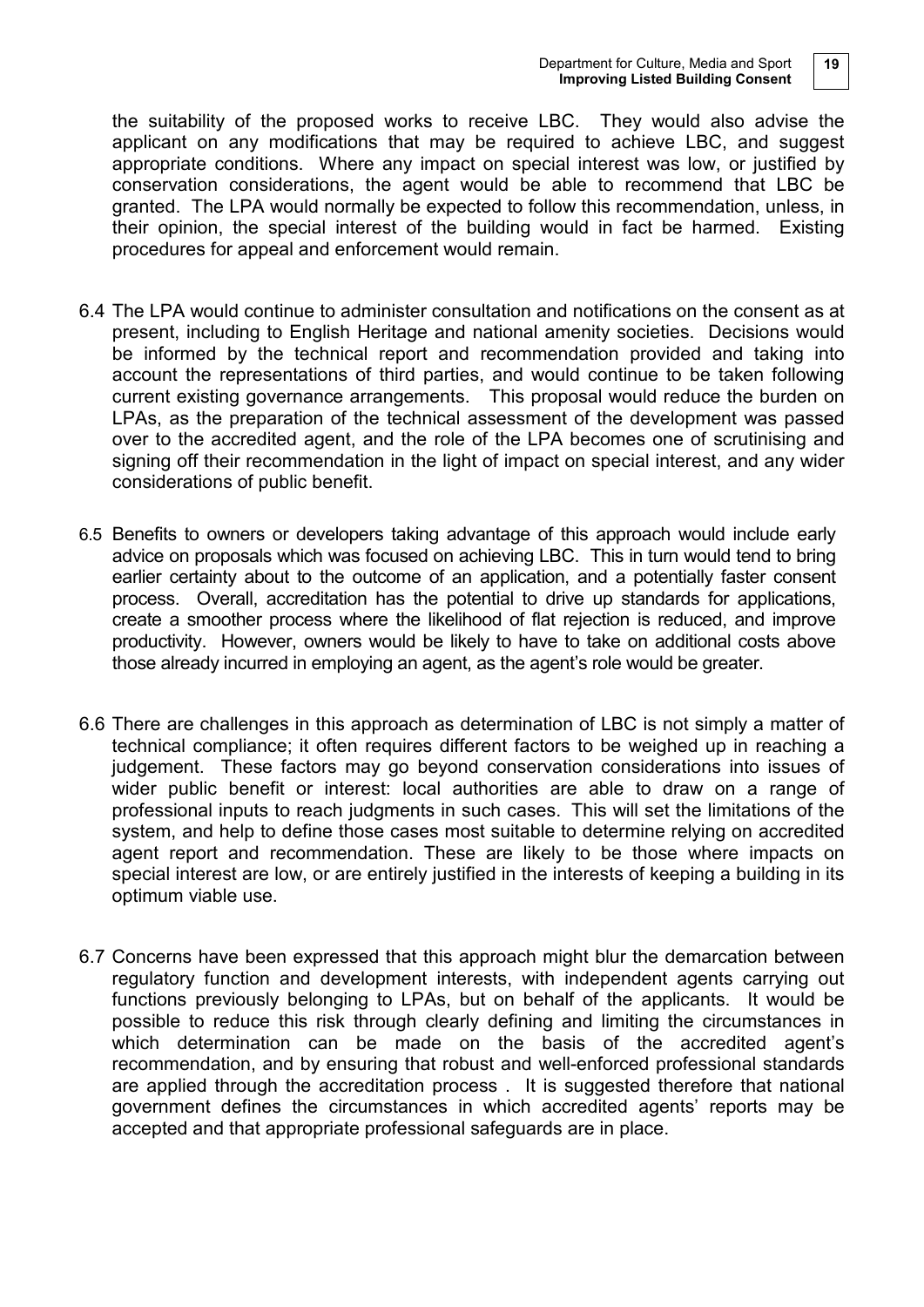the suitability of the proposed works to receive LBC. They would also advise the applicant on any modifications that may be required to achieve LBC, and suggest appropriate conditions. Where any impact on special interest was low, or justified by conservation considerations, the agent would be able to recommend that LBC be granted. The LPA would normally be expected to follow this recommendation, unless, in their opinion, the special interest of the building would in fact be harmed. Existing procedures for appeal and enforcement would remain.

6.4 The LPA would continue to administer consultation and notifications on the consent as at present, including to English Heritage and national amenity societies. Decisions would be informed by the technical report and recommendation provided and taking into account the representations of third parties, and would continue to be taken following current existing governance arrangements. This proposal would reduce the burden on LPAs, as the preparation of the technical assessment of the development was passed over to the accredited agent, and the role of the LPA becomes one of scrutinising and signing off their recommendation in the light of impact on special interest, and any wider considerations of public benefit.

6.5 Benefits to owners or developers taking advantage of this approach would include early advice on proposals which was focused on achieving LBC. This in turn would tend to bring earlier certainty about to the outcome of an application, and a potentially faster consent process. Overall, accreditation has the potential to drive up standards for applications, create a smoother process where the likelihood of flat rejection is reduced, and improve productivity. However, owners would be likely to have to take on additional costs above those already incurred in employing an agent, as the agent's role would be greater.

6.6 There are challenges in this approach as determination of LBC is not simply a matter of technical compliance; it often requires different factors to be weighed up in reaching a judgement. These factors may go beyond conservation considerations into issues of wider public benefit or interest: local authorities are able to draw on a range of professional inputs to reach judgments in such cases. This will set the limitations of the system, and help to define those cases most suitable to determine relying on accredited agent report and recommendation. These are likely to be those where impacts on special interest are low, or are entirely justified in the interests of keeping a building in its optimum viable use.

6.7 Concerns have been expressed that this approach might blur the demarcation between regulatory function and development interests, with independent agents carrying out functions previously belonging to LPAs, but on behalf of the applicants. It would be possible to reduce this risk through clearly defining and limiting the circumstances in which determination can be made on the basis of the accredited agent's recommendation, and by ensuring that robust and well-enforced professional standards are applied through the accreditation process . It is suggested therefore that national government defines the circumstances in which accredited agents' reports may be accepted and that appropriate professional safeguards are in place.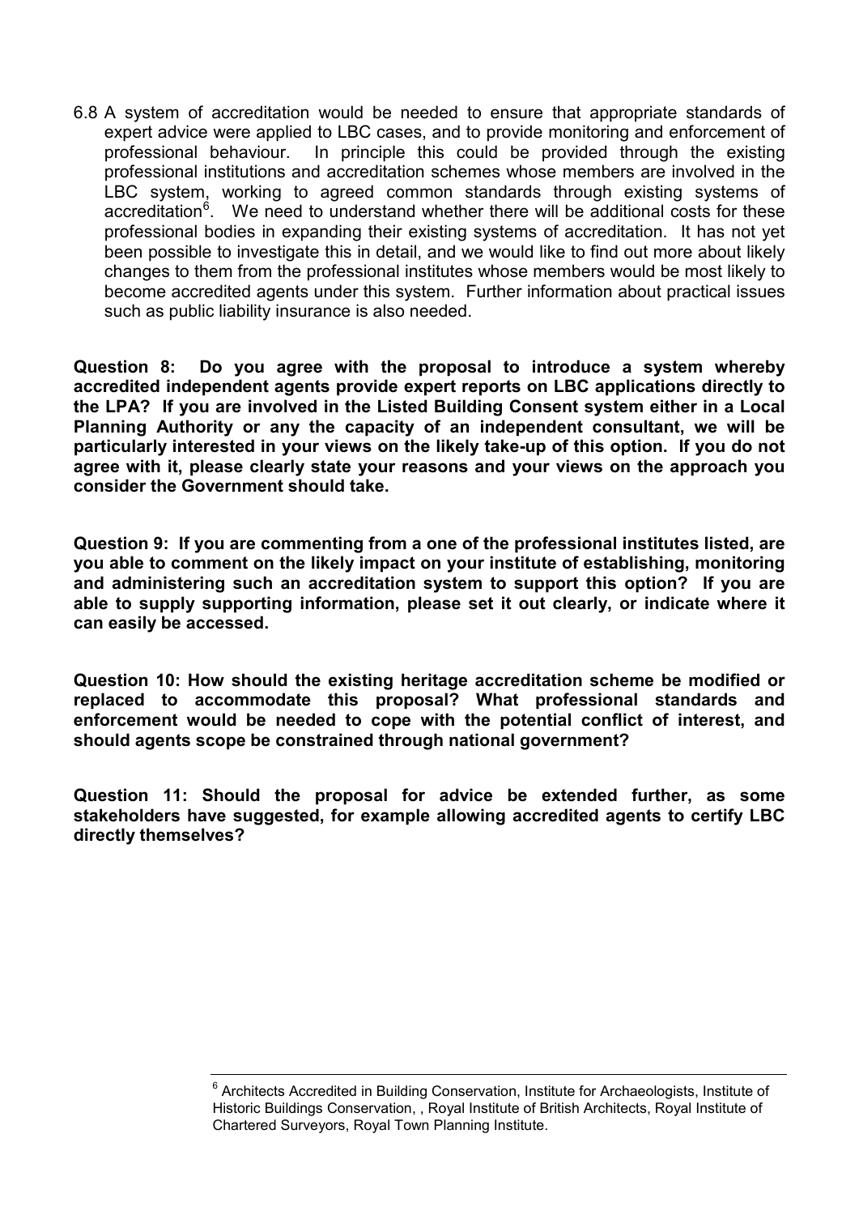6.8 A system of accreditation would be needed to ensure that appropriate standards of expert advice were applied to LBC cases, and to provide monitoring and enforcement of professional behaviour. In principle this could be provided through the existing professional institutions and accreditation schemes whose members are involved in the LBC system, working to agreed common standards through existing systems of accreditation[6]. We need to understand whether there will be additional costs for these professional bodies in expanding their existing systems of accreditation. It has not yet been possible to investigate this in detail, and we would like to find out more about likely changes to them from the professional institutes whose members would be most likely to become accredited agents under this system. Further information about practical issues such as public liability insurance is also needed.

**Question 8: Do you agree with the proposal to introduce a system whereby accredited independent agents provide expert reports on LBC applications directly to the LPA? If you are involved in the Listed Building Consent system either in a Local Planning Authority or any the capacity of an independent consultant, we will be particularly interested in your views on the likely take-up of this option. If you do not agree with it, please clearly state your reasons and your views on the approach you consider the Government should take.**

**Question 9: If you are commenting from a one of the professional institutes listed, are you able to comment on the likely impact on your institute of establishing, monitoring and administering such an accreditation system to support this option? If you are able to supply supporting information, please set it out clearly, or indicate where it can easily be accessed.**

**Question 10: How should the existing heritage accreditation scheme be modified or replaced to accommodate this proposal? What professional standards and enforcement would be needed to cope with the potential conflict of interest, and should agents scope be constrained through national government?**

**Question 11: Should the proposal for advice be extended further, as some stakeholders have suggested, for example allowing accredited agents to certify LBC directly themselves?**

---

[6] Architects Accredited in Building Conservation, Institute for Archaeologists, Institute of Historic Buildings Conservation, , Royal Institute of British Architects, Royal Institute of Chartered Surveyors, Royal Town Planning Institute.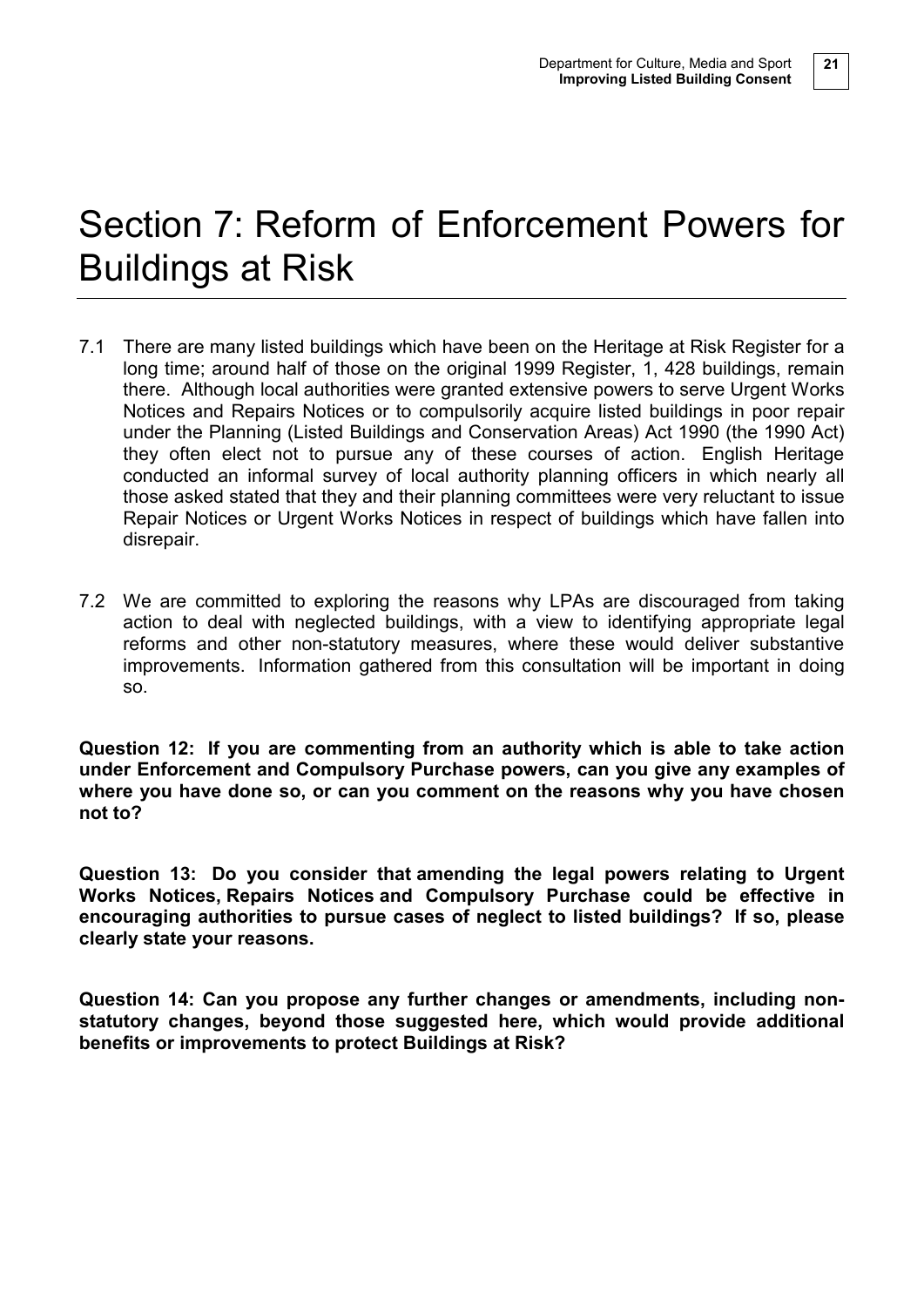# Section 7: Reform of Enforcement Powers for Buildings at Risk

7.1 There are many listed buildings which have been on the Heritage at Risk Register for a long time; around half of those on the original 1999 Register, 1, 428 buildings, remain there. Although local authorities were granted extensive powers to serve Urgent Works Notices and Repairs Notices or to compulsorily acquire listed buildings in poor repair under the Planning (Listed Buildings and Conservation Areas) Act 1990 (the 1990 Act) they often elect not to pursue any of these courses of action. English Heritage conducted an informal survey of local authority planning officers in which nearly all those asked stated that they and their planning committees were very reluctant to issue Repair Notices or Urgent Works Notices in respect of buildings which have fallen into disrepair.

7.2 We are committed to exploring the reasons why LPAs are discouraged from taking action to deal with neglected buildings, with a view to identifying appropriate legal reforms and other non-statutory measures, where these would deliver substantive improvements. Information gathered from this consultation will be important in doing so.

**Question 12: If you are commenting from an authority which is able to take action under Enforcement and Compulsory Purchase powers, can you give any examples of where you have done so, or can you comment on the reasons why you have chosen not to?**

**Question 13: Do you consider that amending the legal powers relating to Urgent Works Notices, Repairs Notices and Compulsory Purchase could be effective in encouraging authorities to pursue cases of neglect to listed buildings? If so, please clearly state your reasons.**

**Question 14: Can you propose any further changes or amendments, including non-statutory changes, beyond those suggested here, which would provide additional benefits or improvements to protect Buildings at Risk?**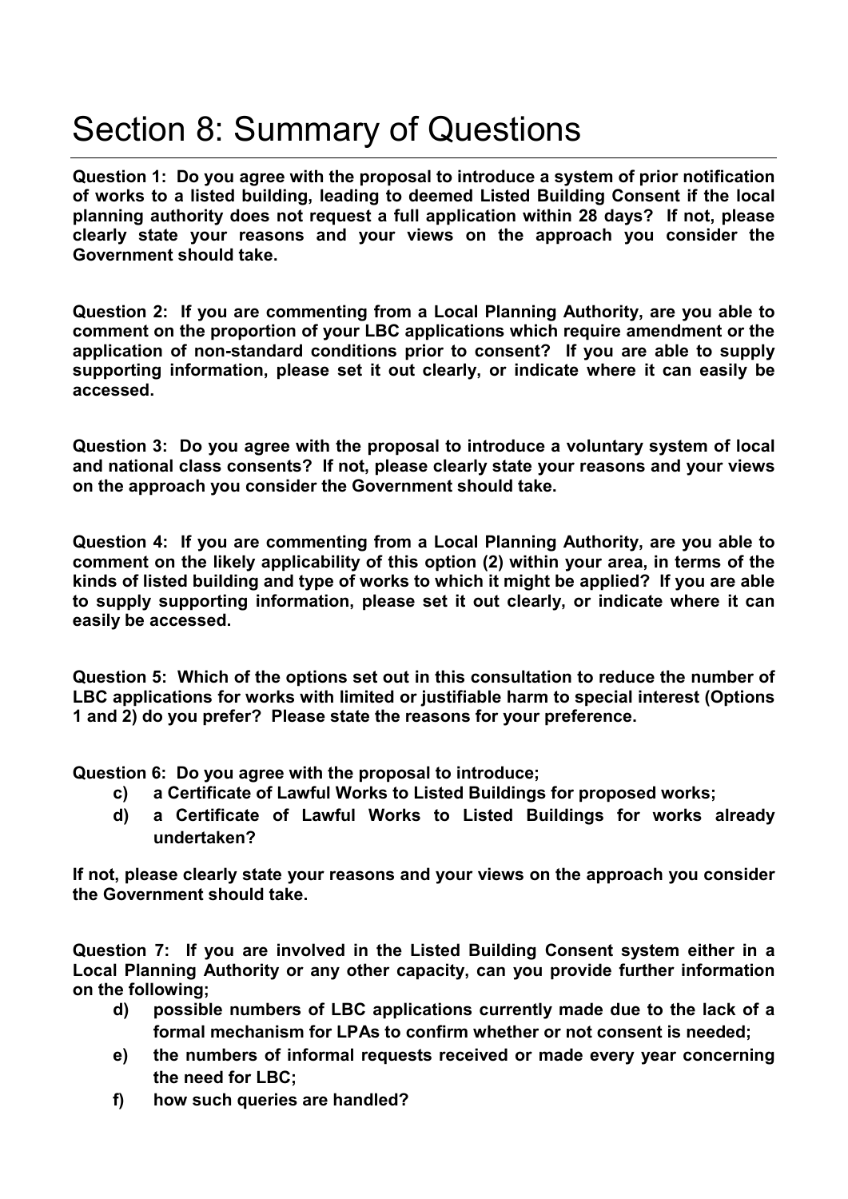# Section 8: Summary of Questions

**Question 1: Do you agree with the proposal to introduce a system of prior notification of works to a listed building, leading to deemed Listed Building Consent if the local planning authority does not request a full application within 28 days? If not, please clearly state your reasons and your views on the approach you consider the Government should take.**

**Question 2: If you are commenting from a Local Planning Authority, are you able to comment on the proportion of your LBC applications which require amendment or the application of non-standard conditions prior to consent? If you are able to supply supporting information, please set it out clearly, or indicate where it can easily be accessed.**

**Question 3: Do you agree with the proposal to introduce a voluntary system of local and national class consents? If not, please clearly state your reasons and your views on the approach you consider the Government should take.**

**Question 4: If you are commenting from a Local Planning Authority, are you able to comment on the likely applicability of this option (2) within your area, in terms of the kinds of listed building and type of works to which it might be applied? If you are able to supply supporting information, please set it out clearly, or indicate where it can easily be accessed.**

**Question 5: Which of the options set out in this consultation to reduce the number of LBC applications for works with limited or justifiable harm to special interest (Options 1 and 2) do you prefer? Please state the reasons for your preference.**

**Question 6: Do you agree with the proposal to introduce;**

- **c) a Certificate of Lawful Works to Listed Buildings for proposed works;**
- **d) a Certificate of Lawful Works to Listed Buildings for works already undertaken?**

**If not, please clearly state your reasons and your views on the approach you consider the Government should take.**

**Question 7: If you are involved in the Listed Building Consent system either in a Local Planning Authority or any other capacity, can you provide further information on the following;**

- **d) possible numbers of LBC applications currently made due to the lack of a formal mechanism for LPAs to confirm whether or not consent is needed;**
- **e) the numbers of informal requests received or made every year concerning the need for LBC;**
- **f) how such queries are handled?**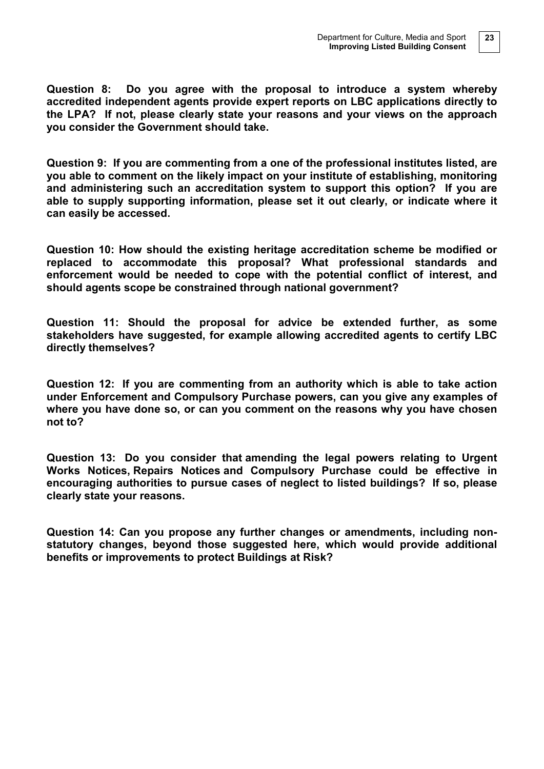**Question 8: Do you agree with the proposal to introduce a system whereby accredited independent agents provide expert reports on LBC applications directly to the LPA? If not, please clearly state your reasons and your views on the approach you consider the Government should take.**

**Question 9: If you are commenting from a one of the professional institutes listed, are you able to comment on the likely impact on your institute of establishing, monitoring and administering such an accreditation system to support this option? If you are able to supply supporting information, please set it out clearly, or indicate where it can easily be accessed.**

**Question 10: How should the existing heritage accreditation scheme be modified or replaced to accommodate this proposal? What professional standards and enforcement would be needed to cope with the potential conflict of interest, and should agents scope be constrained through national government?**

**Question 11: Should the proposal for advice be extended further, as some stakeholders have suggested, for example allowing accredited agents to certify LBC directly themselves?**

**Question 12: If you are commenting from an authority which is able to take action under Enforcement and Compulsory Purchase powers, can you give any examples of where you have done so, or can you comment on the reasons why you have chosen not to?**

**Question 13: Do you consider that amending the legal powers relating to Urgent Works Notices, Repairs Notices and Compulsory Purchase could be effective in encouraging authorities to pursue cases of neglect to listed buildings? If so, please clearly state your reasons.**

**Question 14: Can you propose any further changes or amendments, including non-statutory changes, beyond those suggested here, which would provide additional benefits or improvements to protect Buildings at Risk?**